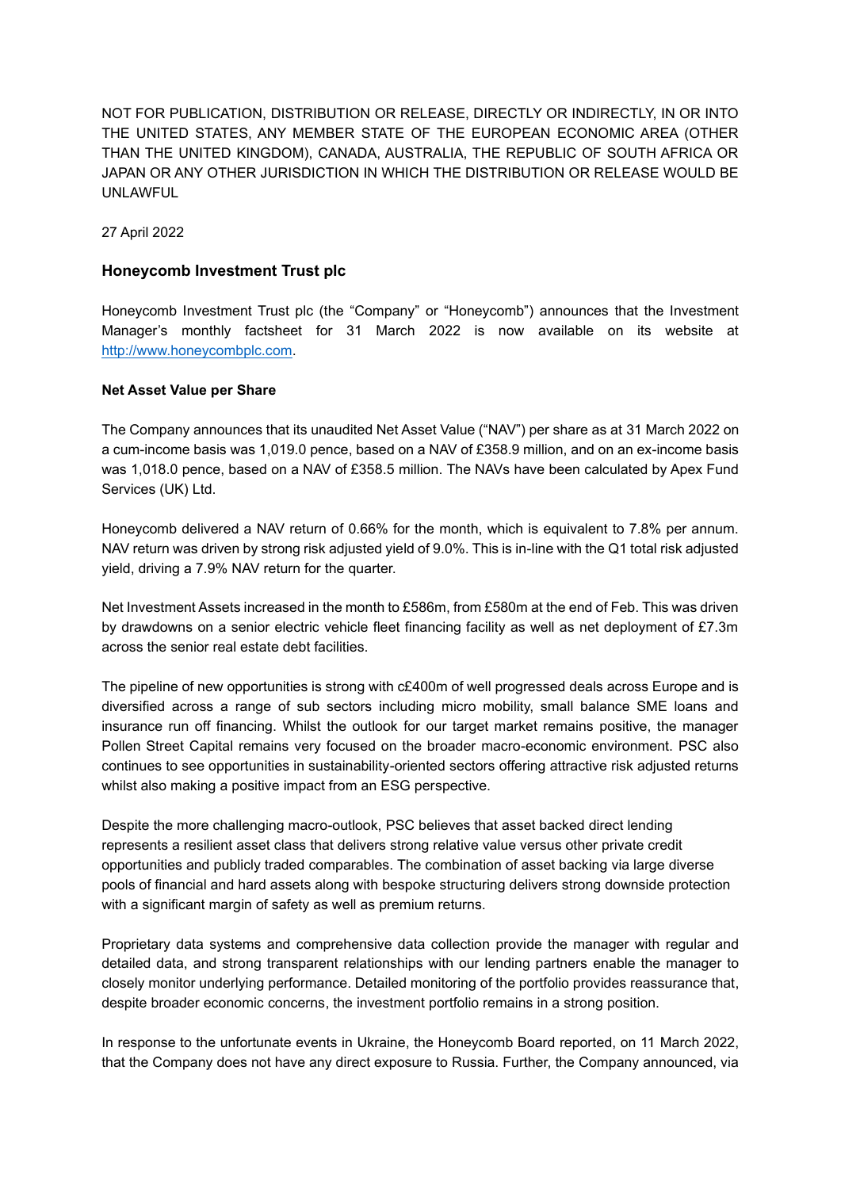NOT FOR PUBLICATION, DISTRIBUTION OR RELEASE, DIRECTLY OR INDIRECTLY, IN OR INTO THE UNITED STATES, ANY MEMBER STATE OF THE EUROPEAN ECONOMIC AREA (OTHER THAN THE UNITED KINGDOM), CANADA, AUSTRALIA, THE REPUBLIC OF SOUTH AFRICA OR JAPAN OR ANY OTHER JURISDICTION IN WHICH THE DISTRIBUTION OR RELEASE WOULD BE UNLAWFUL

27 April 2022

## Honeycomb Investment Trust plc

Honeycomb Investment Trust plc (the "Company" or "Honeycomb") announces that the Investment Manager's monthly factsheet for 31 March 2022 is now available on its website at http://www.honeycombplc.com.

**Net Asset Value per Share**

The Company announces that its unaudited Net Asset Value ("NAV") per share as at 31 March 2022 on a cum-income basis was 1,019.0 pence, based on a NAV of £358.9 million, and on an ex-income basis was 1,018.0 pence, based on a NAV of £358.5 million. The NAVs have been calculated by Apex Fund Services (UK) Ltd.

Honeycomb delivered a NAV return of 0.66% for the month, which is equivalent to 7.8% per annum. NAV return was driven by strong risk adjusted yield of 9.0%. This is in-line with the Q1 total risk adjusted yield, driving a 7.9% NAV return for the quarter.

Net Investment Assets increased in the month to £586m, from £580m at the end of Feb. This was driven by drawdowns on a senior electric vehicle fleet financing facility as well as net deployment of £7.3m across the senior real estate debt facilities.

The pipeline of new opportunities is strong with c£400m of well progressed deals across Europe and is diversified across a range of sub sectors including micro mobility, small balance SME loans and insurance run off financing. Whilst the outlook for our target market remains positive, the manager Pollen Street Capital remains very focused on the broader macro-economic environment. PSC also continues to see opportunities in sustainability-oriented sectors offering attractive risk adjusted returns whilst also making a positive impact from an ESG perspective.

Despite the more challenging macro-outlook, PSC believes that asset backed direct lending represents a resilient asset class that delivers strong relative value versus other private credit opportunities and publicly traded comparables. The combination of asset backing via large diverse pools of financial and hard assets along with bespoke structuring delivers strong downside protection with a significant margin of safety as well as premium returns.

Proprietary data systems and comprehensive data collection provide the manager with regular and detailed data, and strong transparent relationships with our lending partners enable the manager to closely monitor underlying performance. Detailed monitoring of the portfolio provides reassurance that, despite broader economic concerns, the investment portfolio remains in a strong position.

In response to the unfortunate events in Ukraine, the Honeycomb Board reported, on 11 March 2022, that the Company does not have any direct exposure to Russia. Further, the Company announced, via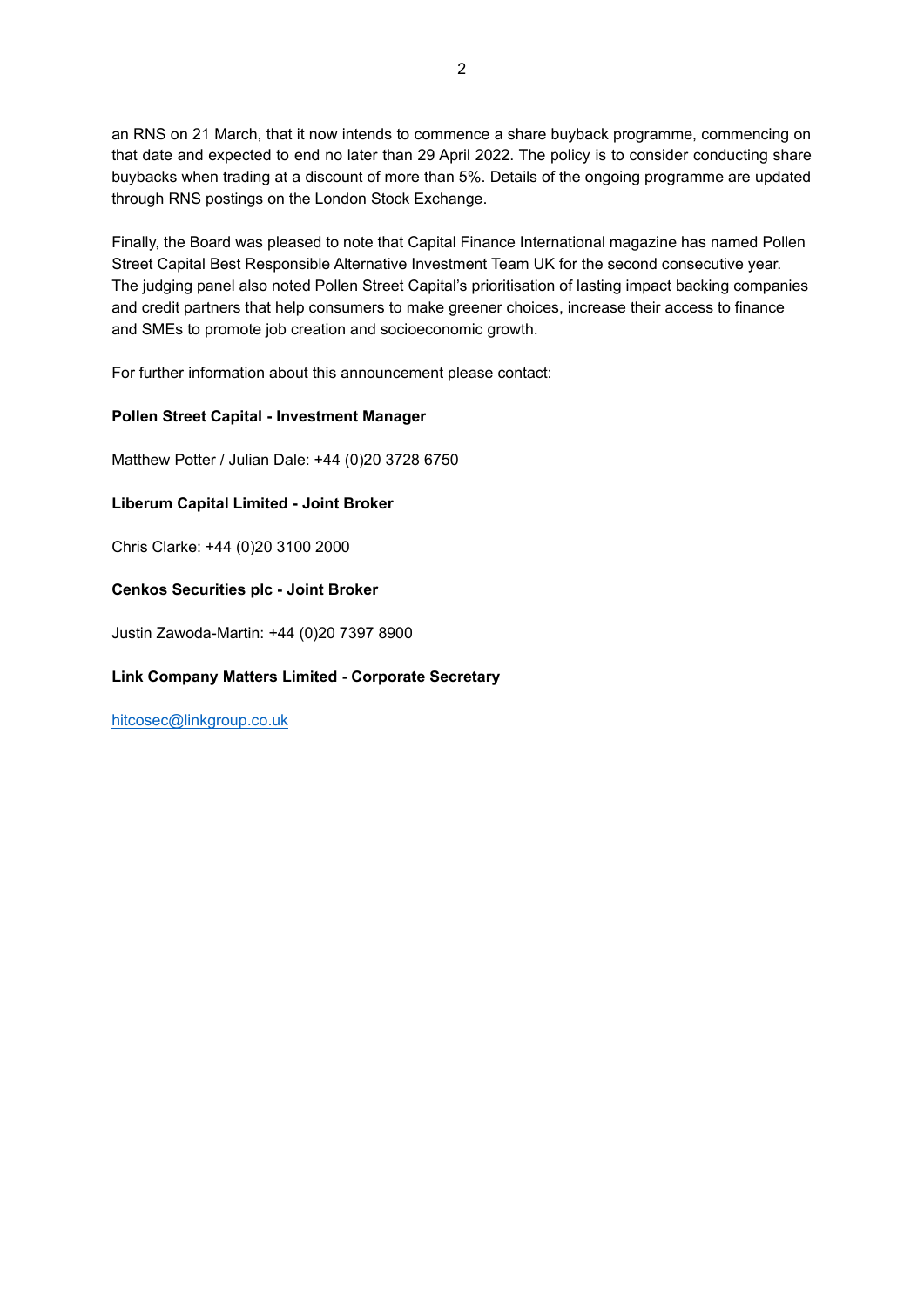an RNS on 21 March, that it now intends to commence a share buyback programme, commencing on that date and expected to end no later than 29 April 2022. The policy is to consider conducting share buybacks when trading at a discount of more than 5%. Details of the ongoing programme are updated through RNS postings on the London Stock Exchange.

Finally, the Board was pleased to note that Capital Finance International magazine has named Pollen Street Capital Best Responsible Alternative Investment Team UK for the second consecutive year. The judging panel also noted Pollen Street Capital's prioritisation of lasting impact backing companies and credit partners that help consumers to make greener choices, increase their access to finance and SMEs to promote job creation and socioeconomic growth.

For further information about this announcement please contact:

**Pollen Street Capital - Investment Manager**

Matthew Potter / Julian Dale: +44 (0)20 3728 6750

**Liberum Capital Limited - Joint Broker**

Chris Clarke: +44 (0)20 3100 2000

**Cenkos Securities plc - Joint Broker**

Justin Zawoda-Martin: +44 (0)20 7397 8900

**Link Company Matters Limited - Corporate Secretary**

hitcosec@linkgroup.co.uk